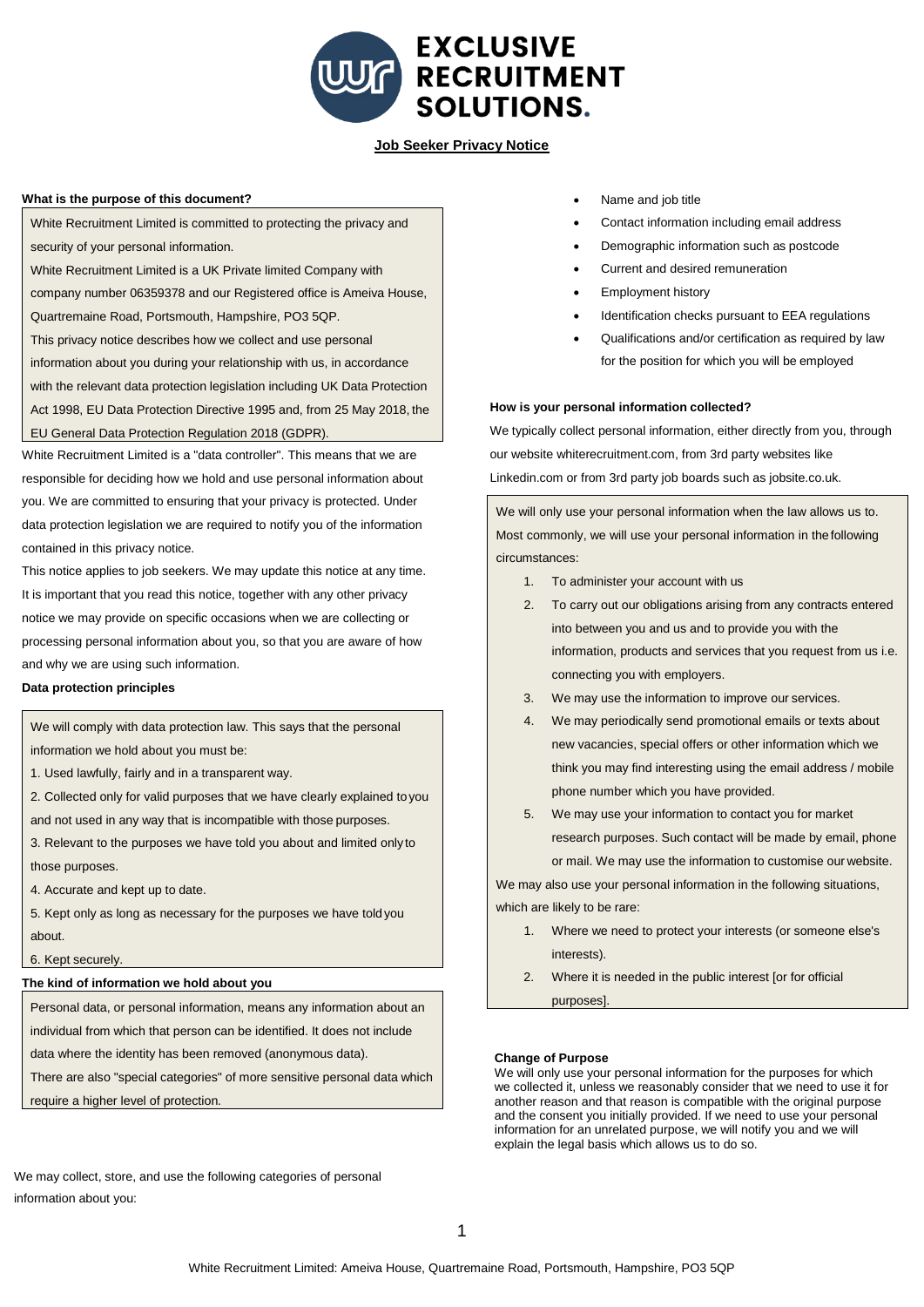# EXCLUSIVE RECRUITMENT SOLUTIONS.

## Job Seeker Privacy Notice

**What is the purpose of this document?**

White Recruitment Limited is committed to protecting the privacy and security of your personal information.

White Recruitment Limited is a UK Private limited Company with company number 06359378 and our Registered office is Ameiva House, Quartremaine Road, Portsmouth, Hampshire, PO3 5QP.

This privacy notice describes how we collect and use personal information about you during your relationship with us, in accordance with the relevant data protection legislation including UK Data Protection Act 1998, EU Data Protection Directive 1995 and, from 25 May 2018, the EU General Data Protection Regulation 2018 (GDPR).

White Recruitment Limited is a "data controller". This means that we are responsible for deciding how we hold and use personal information about you. We are committed to ensuring that your privacy is protected. Under data protection legislation we are required to notify you of the information contained in this privacy notice.

This notice applies to job seekers. We may update this notice at any time. It is important that you read this notice, together with any other privacy notice we may provide on specific occasions when we are collecting or processing personal information about you, so that you are aware of how and why we are using such information.

**Data protection principles**

We will comply with data protection law. This says that the personal information we hold about you must be:

1. Used lawfully, fairly and in a transparent way.
2. Collected only for valid purposes that we have clearly explained to you and not used in any way that is incompatible with those purposes.
3. Relevant to the purposes we have told you about and limited only to those purposes.
4. Accurate and kept up to date.
5. Kept only as long as necessary for the purposes we have told you about.
6. Kept securely.

**The kind of information we hold about you**

Personal data, or personal information, means any information about an individual from which that person can be identified. It does not include data where the identity has been removed (anonymous data).

There are also "special categories" of more sensitive personal data which require a higher level of protection.

We may collect, store, and use the following categories of personal information about you:

- Name and job title
- Contact information including email address
- Demographic information such as postcode
- Current and desired remuneration
- Employment history
- Identification checks pursuant to EEA regulations
- Qualifications and/or certification as required by law for the position for which you will be employed

**How is your personal information collected?**

We typically collect personal information, either directly from you, through our website whiterecruitment.com, from 3rd party websites like Linkedin.com or from 3rd party job boards such as jobsite.co.uk.

We will only use your personal information when the law allows us to. Most commonly, we will use your personal information in the following circumstances:

1. To administer your account with us
2. To carry out our obligations arising from any contracts entered into between you and us and to provide you with the information, products and services that you request from us i.e. connecting you with employers.
3. We may use the information to improve our services.
4. We may periodically send promotional emails or texts about new vacancies, special offers or other information which we think you may find interesting using the email address / mobile phone number which you have provided.
5. We may use your information to contact you for market research purposes. Such contact will be made by email, phone or mail. We may use the information to customise our website.

We may also use your personal information in the following situations, which are likely to be rare:

1. Where we need to protect your interests (or someone else's interests).
2. Where it is needed in the public interest [or for official purposes].

**Change of Purpose**

We will only use your personal information for the purposes for which we collected it, unless we reasonably consider that we need to use it for another reason and that reason is compatible with the original purpose and the consent you initially provided. If we need to use your personal information for an unrelated purpose, we will notify you and we will explain the legal basis which allows us to do so.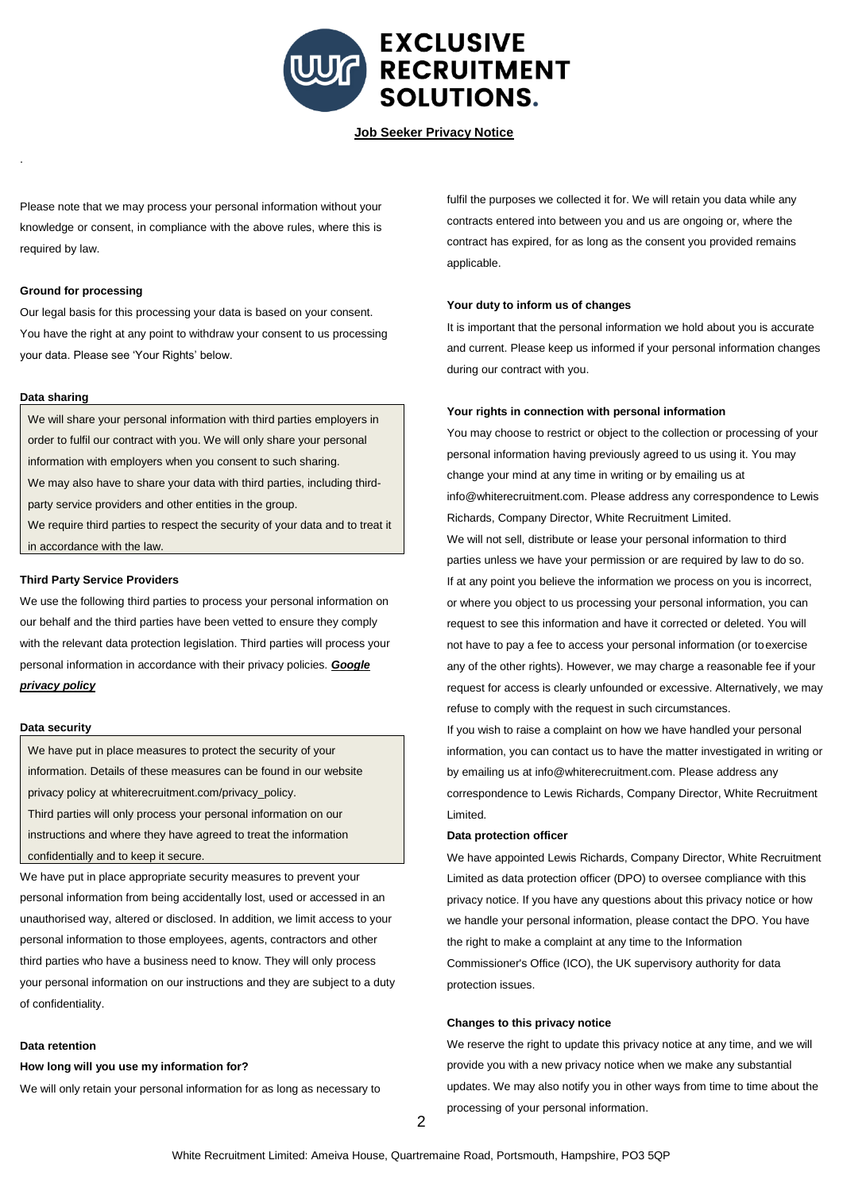**Job Seeker Privacy Notice**

Please note that we may process your personal information without your knowledge or consent, in compliance with the above rules, where this is required by law.

**Ground for processing**

Our legal basis for this processing your data is based on your consent. You have the right at any point to withdraw your consent to us processing your data. Please see 'Your Rights' below.

**Data sharing**

We will share your personal information with third parties employers in order to fulfil our contract with you. We will only share your personal information with employers when you consent to such sharing.

We may also have to share your data with third parties, including third-party service providers and other entities in the group.

We require third parties to respect the security of your data and to treat it in accordance with the law.

**Third Party Service Providers**

We use the following third parties to process your personal information on our behalf and the third parties have been vetted to ensure they comply with the relevant data protection legislation. Third parties will process your personal information in accordance with their privacy policies. ***Google privacy policy***

**Data security**

We have put in place measures to protect the security of your information. Details of these measures can be found in our website privacy policy at whiterecruitment.com/privacy_policy.

Third parties will only process your personal information on our instructions and where they have agreed to treat the information confidentially and to keep it secure.

We have put in place appropriate security measures to prevent your personal information from being accidentally lost, used or accessed in an unauthorised way, altered or disclosed. In addition, we limit access to your personal information to those employees, agents, contractors and other third parties who have a business need to know. They will only process your personal information on our instructions and they are subject to a duty of confidentiality.

**Data retention**

**How long will you use my information for?**

We will only retain your personal information for as long as necessary to fulfil the purposes we collected it for. We will retain you data while any contracts entered into between you and us are ongoing or, where the contract has expired, for as long as the consent you provided remains applicable.

**Your duty to inform us of changes**

It is important that the personal information we hold about you is accurate and current. Please keep us informed if your personal information changes during our contract with you.

**Your rights in connection with personal information**

You may choose to restrict or object to the collection or processing of your personal information having previously agreed to us using it. You may change your mind at any time in writing or by emailing us at info@whiterecruitment.com. Please address any correspondence to Lewis Richards, Company Director, White Recruitment Limited.

We will not sell, distribute or lease your personal information to third parties unless we have your permission or are required by law to do so.

If at any point you believe the information we process on you is incorrect, or where you object to us processing your personal information, you can request to see this information and have it corrected or deleted. You will not have to pay a fee to access your personal information (or to exercise any of the other rights). However, we may charge a reasonable fee if your request for access is clearly unfounded or excessive. Alternatively, we may refuse to comply with the request in such circumstances.

If you wish to raise a complaint on how we have handled your personal information, you can contact us to have the matter investigated in writing or by emailing us at info@whiterecruitment.com. Please address any correspondence to Lewis Richards, Company Director, White Recruitment Limited.

**Data protection officer**

We have appointed Lewis Richards, Company Director, White Recruitment Limited as data protection officer (DPO) to oversee compliance with this privacy notice. If you have any questions about this privacy notice or how we handle your personal information, please contact the DPO. You have the right to make a complaint at any time to the Information Commissioner's Office (ICO), the UK supervisory authority for data protection issues.

**Changes to this privacy notice**

We reserve the right to update this privacy notice at any time, and we will provide you with a new privacy notice when we make any substantial updates. We may also notify you in other ways from time to time about the processing of your personal information.